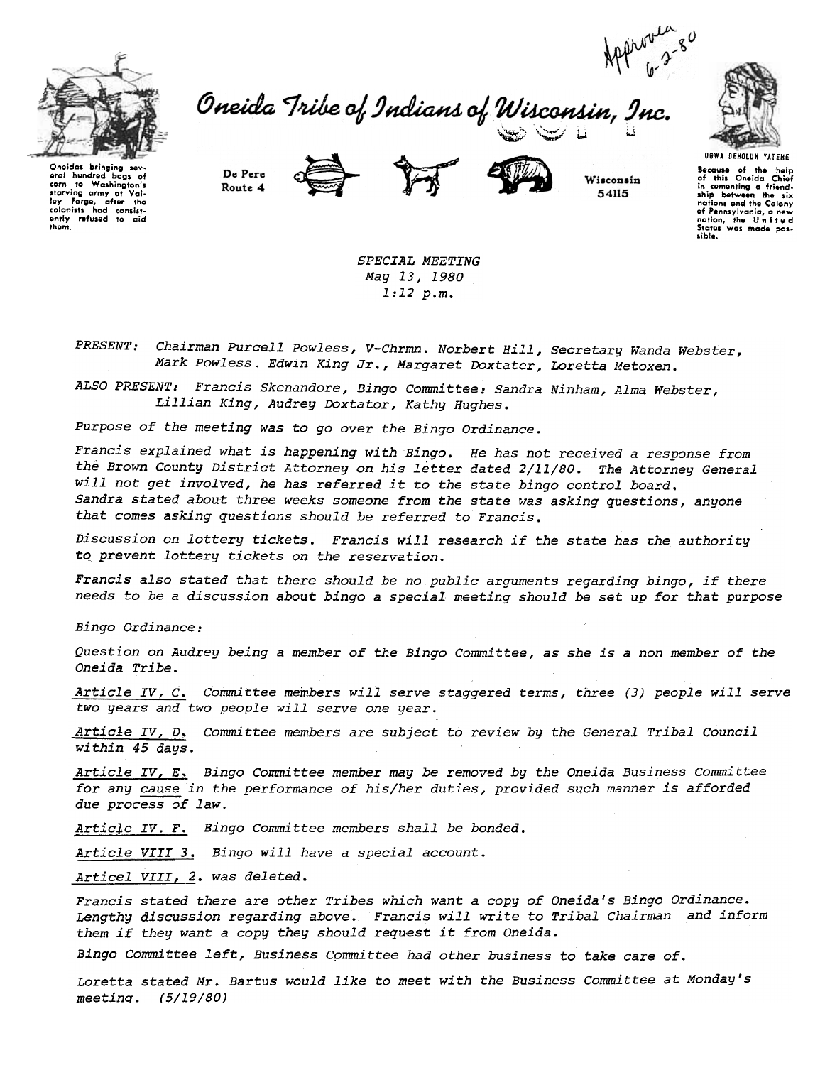Approved 6-2-80

# Oneida Tribe of Indians of Wisconsin, Inc.

Oneidas bringing several hundred bags of corn to Washington's starving army at Valley Forge, after the colonists had consistently refused to aid them.

De Pere Route 4

Wisconsin 54115

UGWA DEHOLUH YATEHE

Because of the help of this Oneida Chief in comenting a friendship between the six nations and the Colony of Pennsylvania, a new nation, the United States was made possible.

*SPECIAL MEETING*
*May 13, 1980*
*1:12 p.m.*

*PRESENT: Chairman Purcell Powless, V-Chrmn. Norbert Hill, Secretary Wanda Webster, Mark Powless. Edwin King Jr., Margaret Doxtater, Loretta Metoxen.*

*ALSO PRESENT: Francis Skenandore, Bingo Committee: Sandra Ninham, Alma Webster, Lillian King, Audrey Doxtator, Kathy Hughes.*

*Purpose of the meeting was to go over the Bingo Ordinance.*

*Francis explained what is happening with Bingo. He has not received a response from the Brown County District Attorney on his letter dated 2/11/80. The Attorney General will not get involved, he has referred it to the state bingo control board. Sandra stated about three weeks someone from the state was asking questions, anyone that comes asking questions should be referred to Francis.*

*Discussion on lottery tickets. Francis will research if the state has the authority to prevent lottery tickets on the reservation.*

*Francis also stated that there should be no public arguments regarding bingo, if there needs to be a discussion about bingo a special meeting should be set up for that purpose*

*Bingo Ordinance:*

*Question on Audrey being a member of the Bingo Committee, as she is a non member of the Oneida Tribe.*

*Article IV, C. Committee members will serve staggered terms, three (3) people will serve two years and two people will serve one year.*

*Article IV, D. Committee members are subject to review by the General Tribal Council within 45 days.*

*Article IV, E. Bingo Committee member may be removed by the Oneida Business Committee for any cause in the performance of his/her duties, provided such manner is afforded due process of law.*

*Article IV. F. Bingo Committee members shall be bonded.*

*Article VIII 3. Bingo will have a special account.*

*Articel VIII, 2. was deleted.*

*Francis stated there are other Tribes which want a copy of Oneida's Bingo Ordinance. Lengthy discussion regarding above. Francis will write to Tribal Chairman and inform them if they want a copy they should request it from Oneida.*

*Bingo Committee left, Business Committee had other business to take care of.*

*Loretta stated Mr. Bartus would like to meet with the Business Committee at Monday's meeting. (5/19/80)*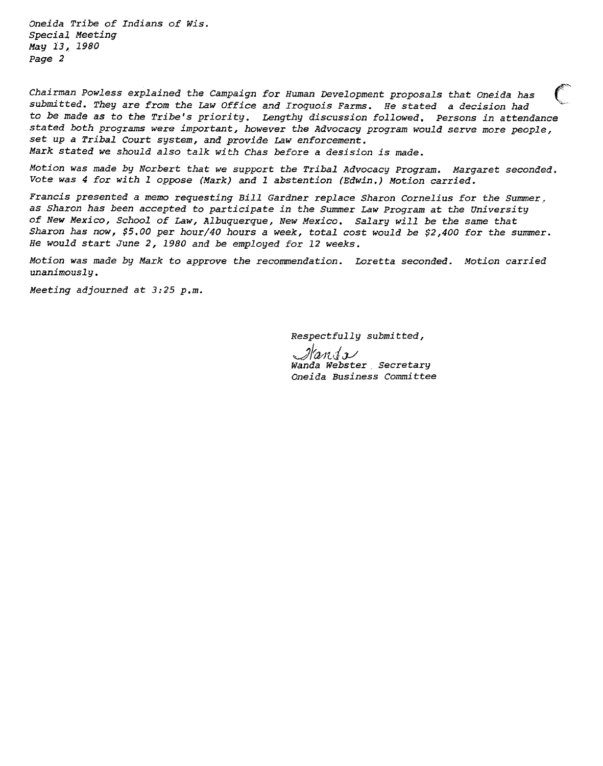Chairman Powless explained the Campaign for Human Development proposals that Oneida has submitted. They are from the Law Office and Iroquois Farms. He stated a decision had to be made as to the Tribe's priority. Lengthy discussion followed. Persons in attendance stated both programs were important, however the Advocacy program would serve more people, set up a Tribal Court system, and provide Law enforcement.
Mark stated we should also talk with Chas before a desision is made.

Motion was made by Norbert that we support the Tribal Advocacy Program. Margaret seconded. Vote was 4 for with 1 oppose (Mark) and 1 abstention (Edwin.) Motion carried.

Francis presented a memo requesting Bill Gardner replace Sharon Cornelius for the Summer, as Sharon has been accepted to participate in the Summer Law Program at the University of New Mexico, School of Law, Albuquerque, New Mexico. Salary will be the same that Sharon has now, $5.00 per hour/40 hours a week, total cost would be $2,400 for the summer. He would start June 2, 1980 and be employed for 12 weeks.

Motion was made by Mark to approve the recommendation. Loretta seconded. Motion carried unanimously.

Meeting adjourned at 3:25 p.m.

Respectfully submitted,

Wanda

Wanda Webster, Secretary
Oneida Business Committee